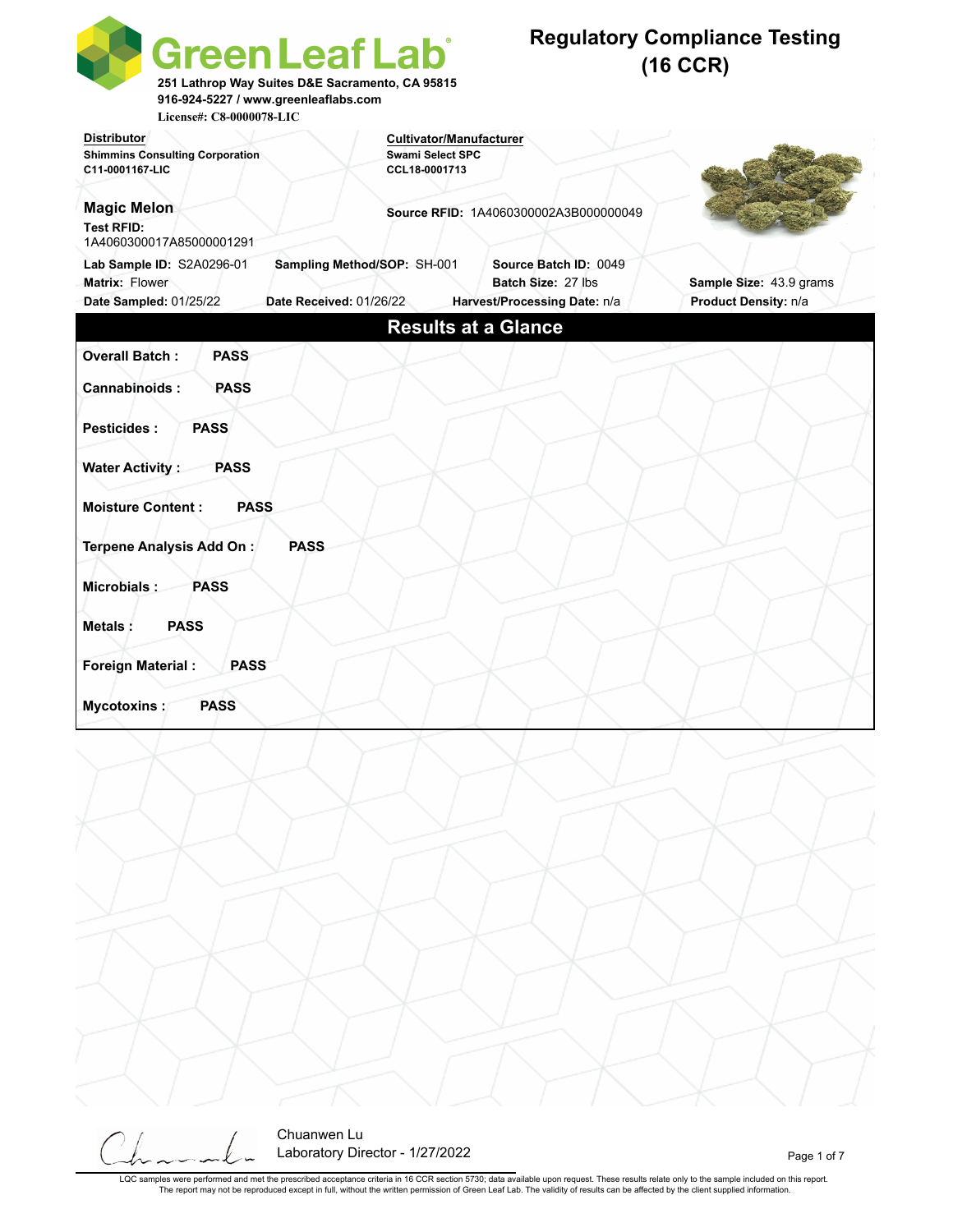# Green Leaf Lab

251 Lathrop Way Suites D&E Sacramento, CA 95815
916-924-5227 / www.greenleaflabs.com
License#: C8-0000078-LIC

## Regulatory Compliance Testing (16 CCR)

**Distributor**
Shimmins Consulting Corporation
C11-0001167-LIC

**Cultivator/Manufacturer**
Swami Select SPC
CCL18-0001713

**Magic Melon**

**Test RFID:** 1A4060300017A85000001291

**Source RFID:** 1A4060300002A3B000000049

**Lab Sample ID:** S2A0296-01
**Sampling Method/SOP:** SH-001
**Source Batch ID:** 0049
**Matrix:** Flower
**Batch Size:** 27 lbs
**Sample Size:** 43.9 grams
**Date Sampled:** 01/25/22
**Date Received:** 01/26/22
**Harvest/Processing Date:** n/a
**Product Density:** n/a

## Results at a Glance

| Test | Result |
| --- | --- |
| **Overall Batch :** | **PASS** |
| **Cannabinoids :** | **PASS** |
| **Pesticides :** | **PASS** |
| **Water Activity :** | **PASS** |
| **Moisture Content :** | **PASS** |
| **Terpene Analysis Add On :** | **PASS** |
| **Microbials :** | **PASS** |
| **Metals :** | **PASS** |
| **Foreign Material :** | **PASS** |
| **Mycotoxins :** | **PASS** |

Chuanwen Lu
Laboratory Director - 1/27/2022

LQC samples were performed and met the prescribed acceptance criteria in 16 CCR section 5730; data available upon request. These results relate only to the sample included on this report. The report may not be reproduced except in full, without the written permission of Green Leaf Lab. The validity of results can be affected by the client supplied information.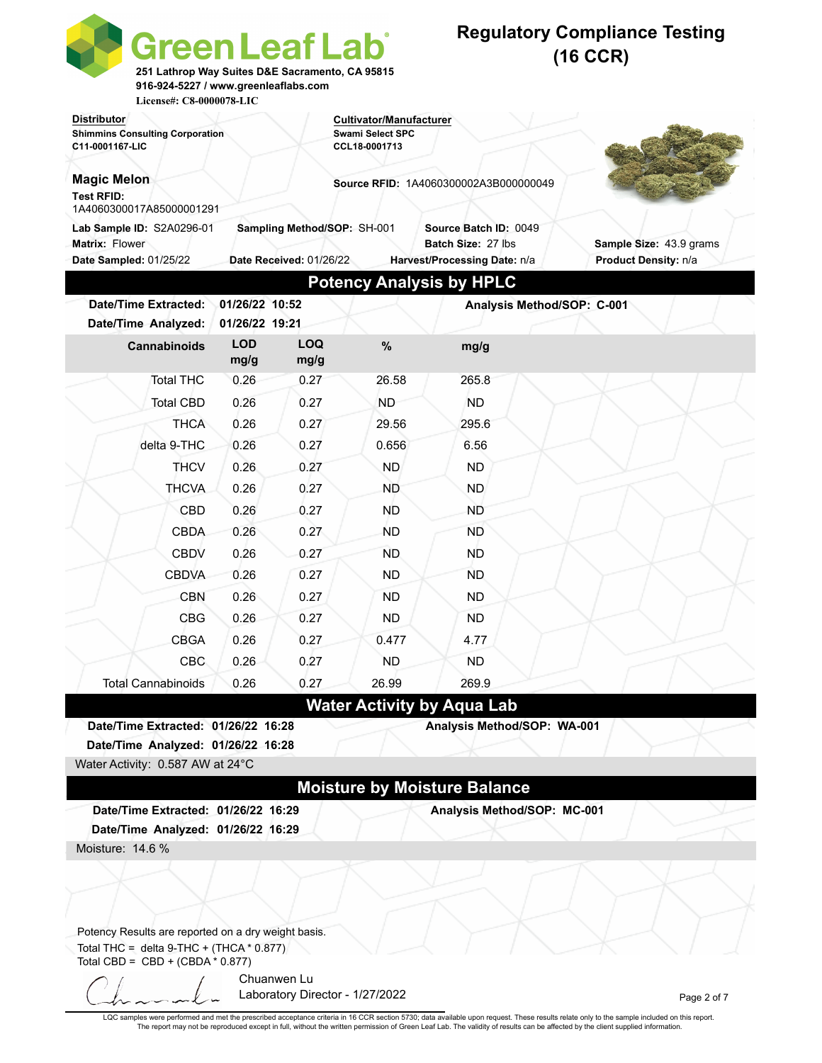# Green Leaf Lab

251 Lathrop Way Suites D&E Sacramento, CA 95815
916-924-5227 / www.greenleaflabs.com
License#: C8-0000078-LIC

## Regulatory Compliance Testing (16 CCR)

**Distributor**
Shimmins Consulting Corporation
C11-0001167-LIC

**Cultivator/Manufacturer**
Swami Select SPC
CCL18-0001713

**Magic Melon**
**Test RFID:** 1A4060300017A85000001291

**Source RFID:** 1A4060300002A3B000000049

**Lab Sample ID:** S2A0296-01
**Sampling Method/SOP:** SH-001
**Source Batch ID:** 0049
**Matrix:** Flower
**Batch Size:** 27 lbs
**Sample Size:** 43.9 grams
**Date Sampled:** 01/25/22
**Date Received:** 01/26/22
**Harvest/Processing Date:** n/a
**Product Density:** n/a

## Potency Analysis by HPLC

**Date/Time Extracted:** 01/26/22 10:52
**Date/Time Analyzed:** 01/26/22 19:21
**Analysis Method/SOP:** C-001

| Cannabinoids | LOD mg/g | LOQ mg/g | % | mg/g |
|---|---|---|---|---|
| Total THC | 0.26 | 0.27 | 26.58 | 265.8 |
| Total CBD | 0.26 | 0.27 | ND | ND |
| THCA | 0.26 | 0.27 | 29.56 | 295.6 |
| delta 9-THC | 0.26 | 0.27 | 0.656 | 6.56 |
| THCV | 0.26 | 0.27 | ND | ND |
| THCVA | 0.26 | 0.27 | ND | ND |
| CBD | 0.26 | 0.27 | ND | ND |
| CBDA | 0.26 | 0.27 | ND | ND |
| CBDV | 0.26 | 0.27 | ND | ND |
| CBDVA | 0.26 | 0.27 | ND | ND |
| CBN | 0.26 | 0.27 | ND | ND |
| CBG | 0.26 | 0.27 | ND | ND |
| CBGA | 0.26 | 0.27 | 0.477 | 4.77 |
| CBC | 0.26 | 0.27 | ND | ND |
| Total Cannabinoids | 0.26 | 0.27 | 26.99 | 269.9 |

## Water Activity by Aqua Lab

**Date/Time Extracted:** 01/26/22 16:28
**Date/Time Analyzed:** 01/26/22 16:28
**Analysis Method/SOP:** WA-001

Water Activity: 0.587 AW at 24°C

## Moisture by Moisture Balance

**Date/Time Extracted:** 01/26/22 16:29
**Date/Time Analyzed:** 01/26/22 16:29
**Analysis Method/SOP:** MC-001

Moisture: 14.6 %

Potency Results are reported on a dry weight basis.
Total THC = delta 9-THC + (THCA * 0.877)
Total CBD = CBD + (CBDA * 0.877)

Chuanwen Lu
Laboratory Director - 1/27/2022

LQC samples were performed and met the prescribed acceptance criteria in 16 CCR section 5730; data available upon request. These results relate only to the sample included on this report. The report may not be reproduced except in full, without the written permission of Green Leaf Lab. The validity of results can be affected by the client supplied information.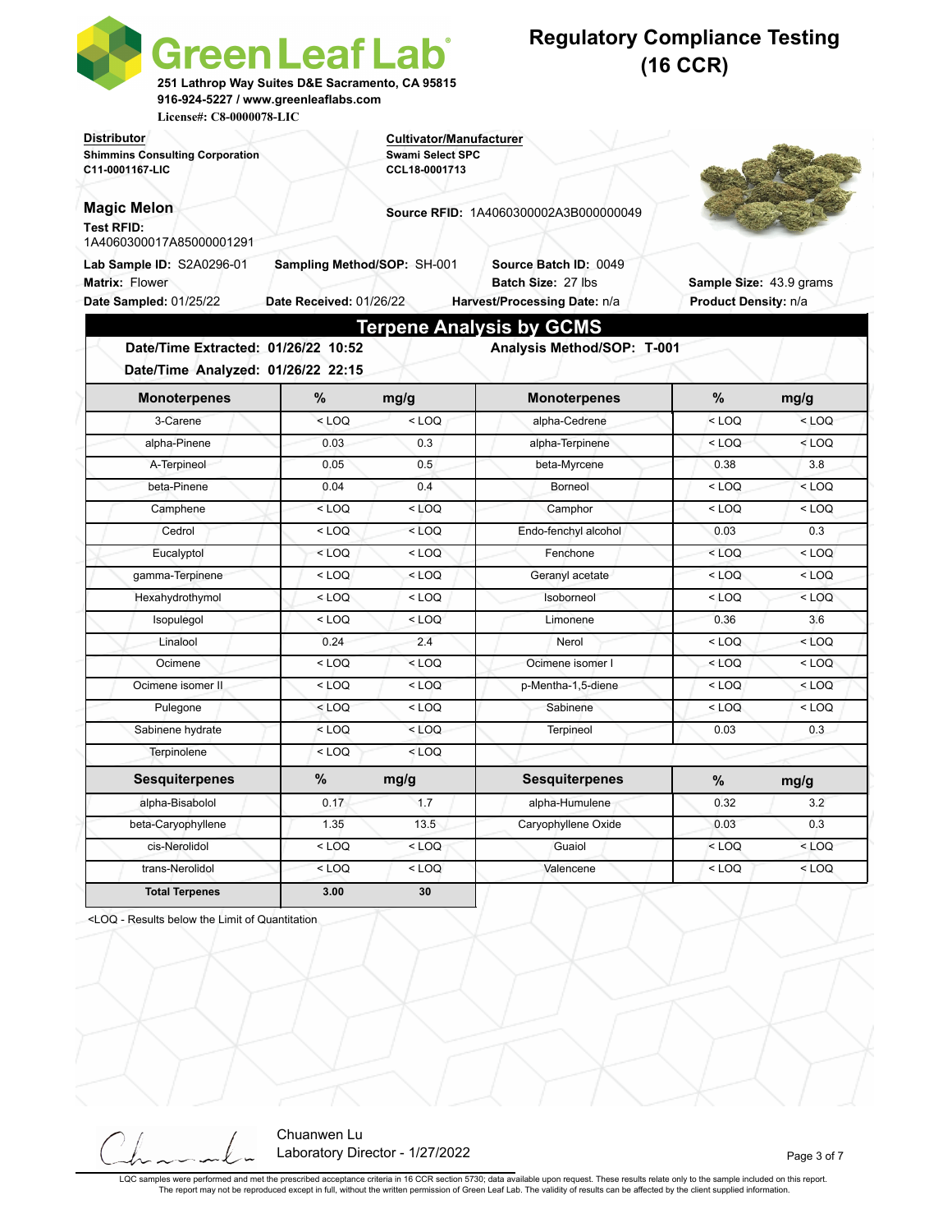# GreenLeafLab

251 Lathrop Way Suites D&E Sacramento, CA 95815
916-924-5227 / www.greenleaflabs.com
License#: C8-0000078-LIC

## Regulatory Compliance Testing (16 CCR)

**Distributor**
Shimmins Consulting Corporation
C11-0001167-LIC

**Cultivator/Manufacturer**
Swami Select SPC
CCL18-0001713

**Magic Melon**
**Test RFID:** 1A4060300017A85000001291

**Source RFID:** 1A4060300002A3B000000049

**Lab Sample ID:** S2A0296-01 **Sampling Method/SOP:** SH-001 **Source Batch ID:** 0049
**Matrix:** Flower **Batch Size:** 27 lbs **Sample Size:** 43.9 grams
**Date Sampled:** 01/25/22 **Date Received:** 01/26/22 **Harvest/Processing Date:** n/a **Product Density:** n/a

## Terpene Analysis by GCMS

**Date/Time Extracted:** 01/26/22 10:52 **Analysis Method/SOP:** T-001
**Date/Time Analyzed:** 01/26/22 22:15

| Monoterpenes | % | mg/g | Monoterpenes | % | mg/g |
|---|---|---|---|---|---|
| 3-Carene | < LOQ | < LOQ | alpha-Cedrene | < LOQ | < LOQ |
| alpha-Pinene | 0.03 | 0.3 | alpha-Terpinene | < LOQ | < LOQ |
| A-Terpineol | 0.05 | 0.5 | beta-Myrcene | 0.38 | 3.8 |
| beta-Pinene | 0.04 | 0.4 | Borneol | < LOQ | < LOQ |
| Camphene | < LOQ | < LOQ | Camphor | < LOQ | < LOQ |
| Cedrol | < LOQ | < LOQ | Endo-fenchyl alcohol | 0.03 | 0.3 |
| Eucalyptol | < LOQ | < LOQ | Fenchone | < LOQ | < LOQ |
| gamma-Terpinene | < LOQ | < LOQ | Geranyl acetate | < LOQ | < LOQ |
| Hexahydrothymol | < LOQ | < LOQ | Isoborneol | < LOQ | < LOQ |
| Isopulegol | < LOQ | < LOQ | Limonene | 0.36 | 3.6 |
| Linalool | 0.24 | 2.4 | Nerol | < LOQ | < LOQ |
| Ocimene | < LOQ | < LOQ | Ocimene isomer I | < LOQ | < LOQ |
| Ocimene isomer II | < LOQ | < LOQ | p-Mentha-1,5-diene | < LOQ | < LOQ |
| Pulegone | < LOQ | < LOQ | Sabinene | < LOQ | < LOQ |
| Sabinene hydrate | < LOQ | < LOQ | Terpineol | 0.03 | 0.3 |
| Terpinolene | < LOQ | < LOQ | | | |
| **Sesquiterpenes** | **%** | **mg/g** | **Sesquiterpenes** | **%** | **mg/g** |
| alpha-Bisabolol | 0.17 | 1.7 | alpha-Humulene | 0.32 | 3.2 |
| beta-Caryophyllene | 1.35 | 13.5 | Caryophyllene Oxide | 0.03 | 0.3 |
| cis-Nerolidol | < LOQ | < LOQ | Guaiol | < LOQ | < LOQ |
| trans-Nerolidol | < LOQ | < LOQ | Valencene | < LOQ | < LOQ |
| **Total Terpenes** | **3.00** | **30** | | | |

<LOQ - Results below the Limit of Quantitation

Chuanwen Lu
Laboratory Director - 1/27/2022

LQC samples were performed and met the prescribed acceptance criteria in 16 CCR section 5730; data available upon request. These results relate only to the sample included on this report. The report may not be reproduced except in full, without the written permission of Green Leaf Lab. The validity of results can be affected by the client supplied information.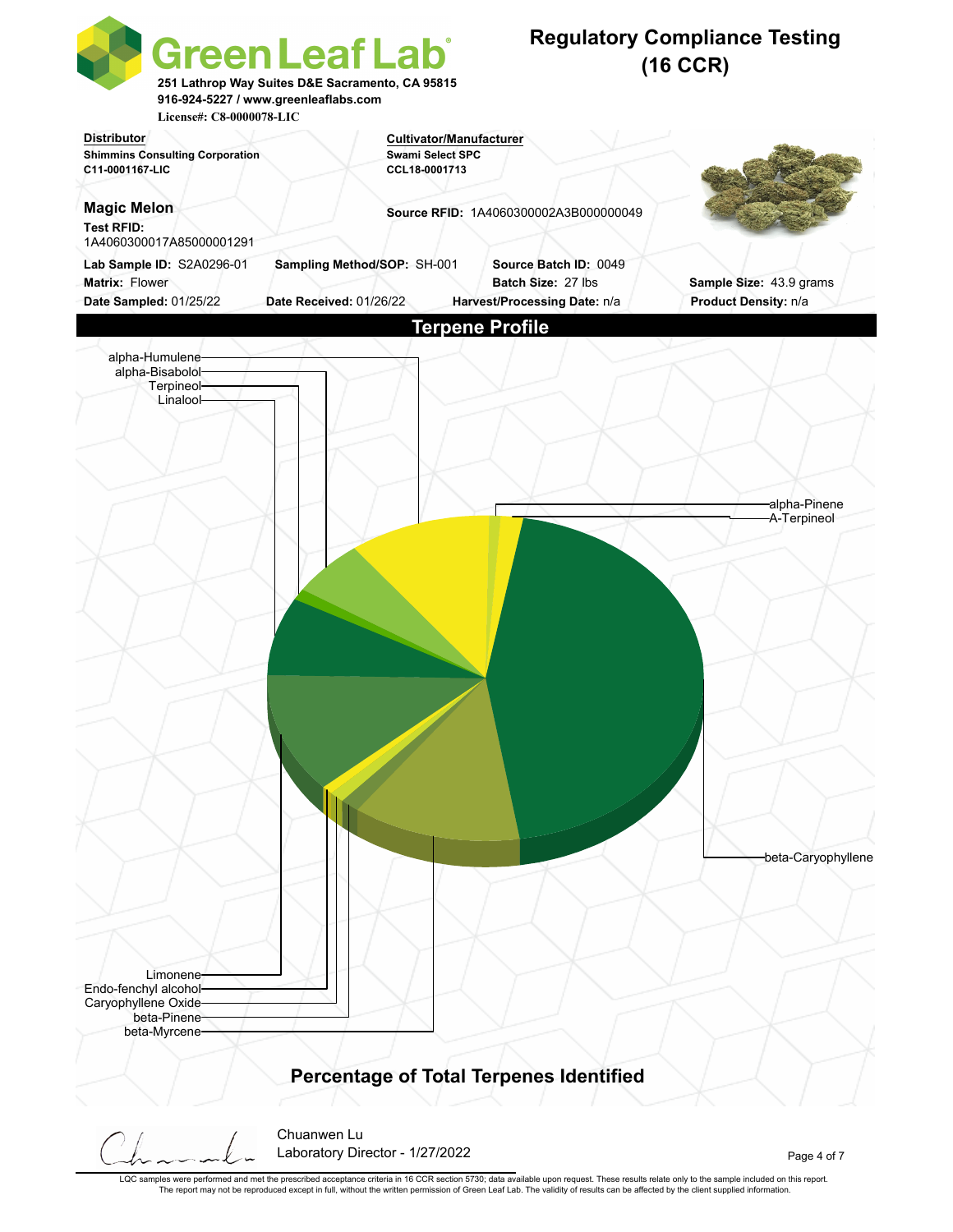# Green Leaf Lab

251 Lathrop Way Suites D&E Sacramento, CA 95815
916-924-5227 / www.greenleaflabs.com
License#: C8-0000078-LIC

## Regulatory Compliance Testing (16 CCR)

**Distributor**
Shimmins Consulting Corporation
C11-0001167-LIC

**Cultivator/Manufacturer**
Swami Select SPC
CCL18-0001713

**Magic Melon**

**Test RFID:** 1A4060300017A85000001291

**Source RFID:** 1A4060300002A3B000000049

**Lab Sample ID:** S2A0296-01 **Sampling Method/SOP:** SH-001 **Source Batch ID:** 0049

**Matrix:** Flower **Batch Size:** 27 lbs **Sample Size:** 43.9 grams

**Date Sampled:** 01/25/22 **Date Received:** 01/26/22 **Harvest/Processing Date:** n/a **Product Density:** n/a

## Terpene Profile

alpha-Humulene
alpha-Bisabolol
Terpineol
Linalool
alpha-Pinene
A-Terpineol
beta-Caryophyllene
Limonene
Endo-fenchyl alcohol
Caryophyllene Oxide
beta-Pinene
beta-Myrcene

**Percentage of Total Terpenes Identified**

Chuanwen Lu
Laboratory Director - 1/27/2022

LQC samples were performed and met the prescribed acceptance criteria in 16 CCR section 5730; data available upon request. These results relate only to the sample included on this report. The report may not be reproduced except in full, without the written permission of Green Leaf Lab. The validity of results can be affected by the client supplied information.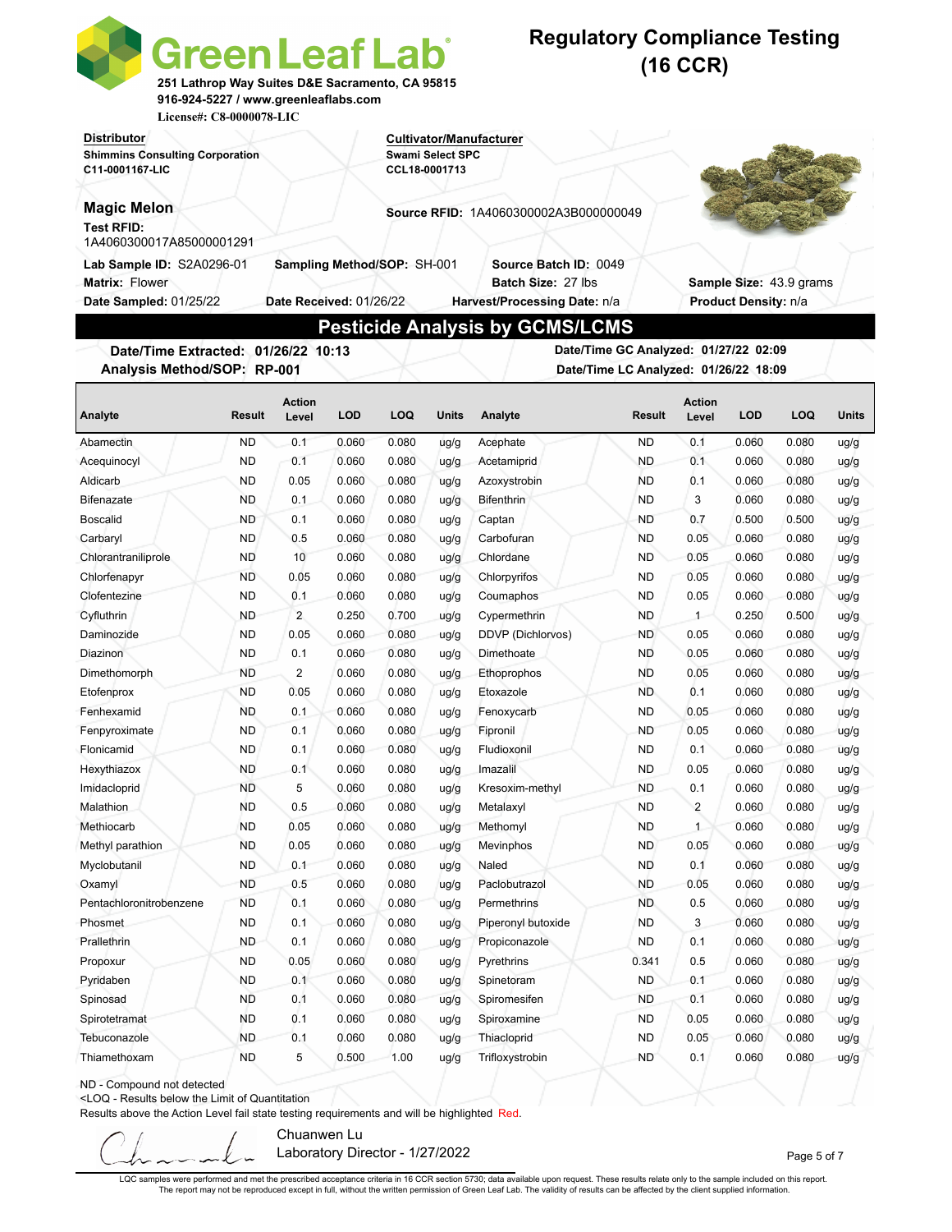# GreenLeaf Lab

251 Lathrop Way Suites D&E Sacramento, CA 95815
916-924-5227 / www.greenleaflabs.com
License#: C8-0000078-LIC

## Regulatory Compliance Testing (16 CCR)

**Distributor**
Shimmins Consulting Corporation
C11-0001167-LIC

**Cultivator/Manufacturer**
Swami Select SPC
CCL18-0001713

**Magic Melon**

**Source RFID:** 1A4060300002A3B000000049

**Test RFID:**
1A4060300017A85000001291

**Lab Sample ID:** S2A0296-01 **Sampling Method/SOP:** SH-001 **Source Batch ID:** 0049
**Matrix:** Flower **Batch Size:** 27 lbs **Sample Size:** 43.9 grams
**Date Sampled:** 01/25/22 **Date Received:** 01/26/22 **Harvest/Processing Date:** n/a **Product Density:** n/a

## Pesticide Analysis by GCMS/LCMS

**Date/Time Extracted: 01/26/22 10:13**
**Analysis Method/SOP: RP-001**
**Date/Time GC Analyzed: 01/27/22 02:09**
**Date/Time LC Analyzed: 01/26/22 18:09**

| Analyte | Result | Action Level | LOD | LOQ | Units | Analyte | Result | Action Level | LOD | LOQ | Units |
|---|---|---|---|---|---|---|---|---|---|---|---|
| Abamectin | ND | 0.1 | 0.060 | 0.080 | ug/g | Acephate | ND | 0.1 | 0.060 | 0.080 | ug/g |
| Acequinocyl | ND | 0.1 | 0.060 | 0.080 | ug/g | Acetamiprid | ND | 0.1 | 0.060 | 0.080 | ug/g |
| Aldicarb | ND | 0.05 | 0.060 | 0.080 | ug/g | Azoxystrobin | ND | 0.1 | 0.060 | 0.080 | ug/g |
| Bifenazate | ND | 0.1 | 0.060 | 0.080 | ug/g | Bifenthrin | ND | 3 | 0.060 | 0.080 | ug/g |
| Boscalid | ND | 0.1 | 0.060 | 0.080 | ug/g | Captan | ND | 0.7 | 0.500 | 0.500 | ug/g |
| Carbaryl | ND | 0.5 | 0.060 | 0.080 | ug/g | Carbofuran | ND | 0.05 | 0.060 | 0.080 | ug/g |
| Chlorantraniliprole | ND | 10 | 0.060 | 0.080 | ug/g | Chlordane | ND | 0.05 | 0.060 | 0.080 | ug/g |
| Chlorfenapyr | ND | 0.05 | 0.060 | 0.080 | ug/g | Chlorpyrifos | ND | 0.05 | 0.060 | 0.080 | ug/g |
| Clofentezine | ND | 0.1 | 0.060 | 0.080 | ug/g | Coumaphos | ND | 0.05 | 0.060 | 0.080 | ug/g |
| Cyfluthrin | ND | 2 | 0.250 | 0.700 | ug/g | Cypermethrin | ND | 1 | 0.250 | 0.500 | ug/g |
| Daminozide | ND | 0.05 | 0.060 | 0.080 | ug/g | DDVP (Dichlorvos) | ND | 0.05 | 0.060 | 0.080 | ug/g |
| Diazinon | ND | 0.1 | 0.060 | 0.080 | ug/g | Dimethoate | ND | 0.05 | 0.060 | 0.080 | ug/g |
| Dimethomorph | ND | 2 | 0.060 | 0.080 | ug/g | Ethoprophos | ND | 0.05 | 0.060 | 0.080 | ug/g |
| Etofenprox | ND | 0.05 | 0.060 | 0.080 | ug/g | Etoxazole | ND | 0.1 | 0.060 | 0.080 | ug/g |
| Fenhexamid | ND | 0.1 | 0.060 | 0.080 | ug/g | Fenoxycarb | ND | 0.05 | 0.060 | 0.080 | ug/g |
| Fenpyroximate | ND | 0.1 | 0.060 | 0.080 | ug/g | Fipronil | ND | 0.05 | 0.060 | 0.080 | ug/g |
| Flonicamid | ND | 0.1 | 0.060 | 0.080 | ug/g | Fludioxonil | ND | 0.1 | 0.060 | 0.080 | ug/g |
| Hexythiazox | ND | 0.1 | 0.060 | 0.080 | ug/g | Imazalil | ND | 0.05 | 0.060 | 0.080 | ug/g |
| Imidacloprid | ND | 5 | 0.060 | 0.080 | ug/g | Kresoxim-methyl | ND | 0.1 | 0.060 | 0.080 | ug/g |
| Malathion | ND | 0.5 | 0.060 | 0.080 | ug/g | Metalaxyl | ND | 2 | 0.060 | 0.080 | ug/g |
| Methiocarb | ND | 0.05 | 0.060 | 0.080 | ug/g | Methomyl | ND | 1 | 0.060 | 0.080 | ug/g |
| Methyl parathion | ND | 0.05 | 0.060 | 0.080 | ug/g | Mevinphos | ND | 0.05 | 0.060 | 0.080 | ug/g |
| Myclobutanil | ND | 0.1 | 0.060 | 0.080 | ug/g | Naled | ND | 0.1 | 0.060 | 0.080 | ug/g |
| Oxamyl | ND | 0.5 | 0.060 | 0.080 | ug/g | Paclobutrazol | ND | 0.05 | 0.060 | 0.080 | ug/g |
| Pentachloronitrobenzene | ND | 0.1 | 0.060 | 0.080 | ug/g | Permethrins | ND | 0.5 | 0.060 | 0.080 | ug/g |
| Phosmet | ND | 0.1 | 0.060 | 0.080 | ug/g | Piperonyl butoxide | ND | 3 | 0.060 | 0.080 | ug/g |
| Prallethrin | ND | 0.1 | 0.060 | 0.080 | ug/g | Propiconazole | ND | 0.1 | 0.060 | 0.080 | ug/g |
| Propoxur | ND | 0.05 | 0.060 | 0.080 | ug/g | Pyrethrins | 0.341 | 0.5 | 0.060 | 0.080 | ug/g |
| Pyridaben | ND | 0.1 | 0.060 | 0.080 | ug/g | Spinetoram | ND | 0.1 | 0.060 | 0.080 | ug/g |
| Spinosad | ND | 0.1 | 0.060 | 0.080 | ug/g | Spiromesifen | ND | 0.1 | 0.060 | 0.080 | ug/g |
| Spirotetramat | ND | 0.1 | 0.060 | 0.080 | ug/g | Spiroxamine | ND | 0.05 | 0.060 | 0.080 | ug/g |
| Tebuconazole | ND | 0.1 | 0.060 | 0.080 | ug/g | Thiacloprid | ND | 0.05 | 0.060 | 0.080 | ug/g |
| Thiamethoxam | ND | 5 | 0.500 | 1.00 | ug/g | Trifloxystrobin | ND | 0.1 | 0.060 | 0.080 | ug/g |

ND - Compound not detected
<LOQ - Results below the Limit of Quantitation
Results above the Action Level fail state testing requirements and will be highlighted Red.

Chuanwen Lu
Laboratory Director - 1/27/2022

LQC samples were performed and met the prescribed acceptance criteria in 16 CCR section 5730; data available upon request. These results relate only to the sample included on this report. The report may not be reproduced except in full, without the written permission of Green Leaf Lab. The validity of results can be affected by the client supplied information.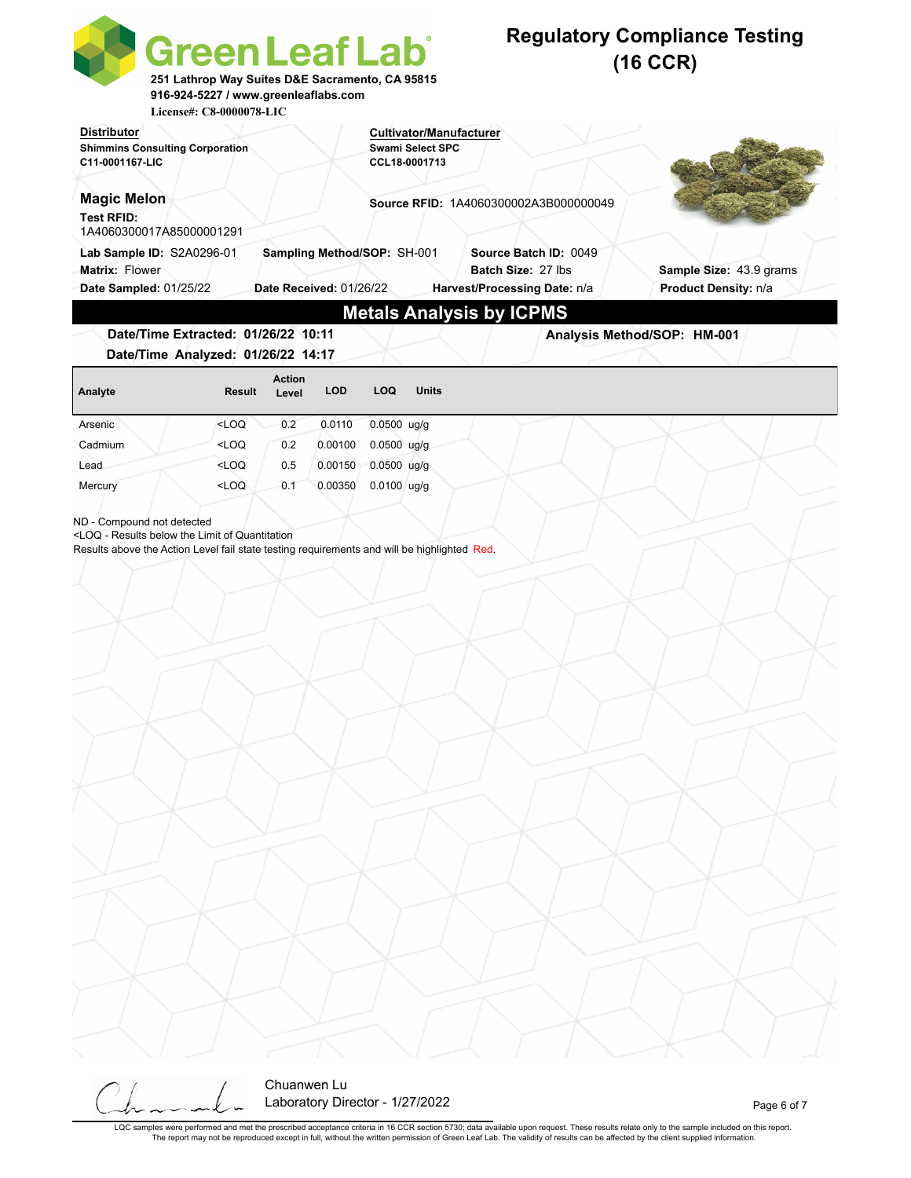# Green Leaf Lab

251 Lathrop Way Suites D&E Sacramento, CA 95815
916-924-5227 / www.greenleaflabs.com
License#: C8-0000078-LIC

## Regulatory Compliance Testing (16 CCR)

**Distributor**
Shimmins Consulting Corporation
C11-0001167-LIC

**Cultivator/Manufacturer**
Swami Select SPC
CCL18-0001713

**Magic Melon**

**Test RFID:** 1A4060300017A85000001291

**Source RFID:** 1A4060300002A3B000000049

**Lab Sample ID:** S2A0296-01
**Sampling Method/SOP:** SH-001
**Source Batch ID:** 0049
**Matrix:** Flower
**Batch Size:** 27 lbs
**Sample Size:** 43.9 grams
**Date Sampled:** 01/25/22
**Date Received:** 01/26/22
**Harvest/Processing Date:** n/a
**Product Density:** n/a

## Metals Analysis by ICPMS

**Date/Time Extracted:** 01/26/22 10:11
**Date/Time Analyzed:** 01/26/22 14:17
**Analysis Method/SOP:** HM-001

| Analyte | Result | Action Level | LOD | LOQ | Units |
|---|---|---|---|---|---|
| Arsenic | <LOQ | 0.2 | 0.0110 | 0.0500 | ug/g |
| Cadmium | <LOQ | 0.2 | 0.00100 | 0.0500 | ug/g |
| Lead | <LOQ | 0.5 | 0.00150 | 0.0500 | ug/g |
| Mercury | <LOQ | 0.1 | 0.00350 | 0.0100 | ug/g |

ND - Compound not detected
<LOQ - Results below the Limit of Quantitation
Results above the Action Level fail state testing requirements and will be highlighted Red.

Chuanwen Lu
Laboratory Director - 1/27/2022

LQC samples were performed and met the prescribed acceptance criteria in 16 CCR section 5730; data available upon request. These results relate only to the sample included on this report. The report may not be reproduced except in full, without the written permission of Green Leaf Lab. The validity of results can be affected by the client supplied information.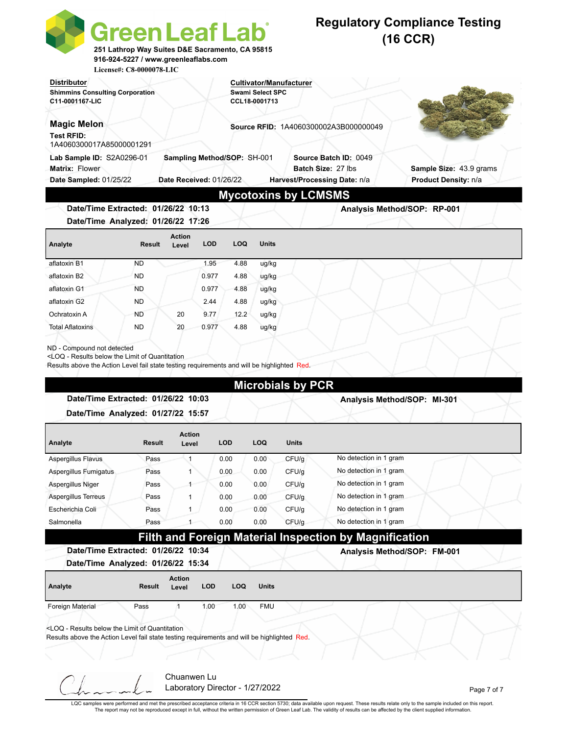# Green Leaf Lab

251 Lathrop Way Suites D&E Sacramento, CA 95815
916-924-5227 / www.greenleaflabs.com
License#: C8-0000078-LIC

## Regulatory Compliance Testing (16 CCR)

**Distributor**
Shimmins Consulting Corporation
C11-0001167-LIC

**Cultivator/Manufacturer**
Swami Select SPC
CCL18-0001713

**Magic Melon**

**Test RFID:** 1A4060300017A85000001291

**Source RFID:** 1A4060300002A3B000000049

**Lab Sample ID:** S2A0296-01
**Sampling Method/SOP:** SH-001
**Source Batch ID:** 0049
**Matrix:** Flower
**Batch Size:** 27 lbs
**Sample Size:** 43.9 grams
**Date Sampled:** 01/25/22
**Date Received:** 01/26/22
**Harvest/Processing Date:** n/a
**Product Density:** n/a

## Mycotoxins by LCMSMS

**Date/Time Extracted: 01/26/22 10:13**
**Date/Time Analyzed: 01/26/22 17:26**
**Analysis Method/SOP: RP-001**

| Analyte | Result | Action Level | LOD | LOQ | Units |
|---|---|---|---|---|---|
| aflatoxin B1 | ND | | 1.95 | 4.88 | ug/kg |
| aflatoxin B2 | ND | | 0.977 | 4.88 | ug/kg |
| aflatoxin G1 | ND | | 0.977 | 4.88 | ug/kg |
| aflatoxin G2 | ND | | 2.44 | 4.88 | ug/kg |
| Ochratoxin A | ND | 20 | 9.77 | 12.2 | ug/kg |
| Total Aflatoxins | ND | 20 | 0.977 | 4.88 | ug/kg |

ND - Compound not detected
<LOQ - Results below the Limit of Quantitation
Results above the Action Level fail state testing requirements and will be highlighted Red.

## Microbials by PCR

**Date/Time Extracted: 01/26/22 10:03**
**Date/Time Analyzed: 01/27/22 15:57**
**Analysis Method/SOP: MI-301**

| Analyte | Result | Action Level | LOD | LOQ | Units | |
|---|---|---|---|---|---|---|
| Aspergillus Flavus | Pass | 1 | 0.00 | 0.00 | CFU/g | No detection in 1 gram |
| Aspergillus Fumigatus | Pass | 1 | 0.00 | 0.00 | CFU/g | No detection in 1 gram |
| Aspergillus Niger | Pass | 1 | 0.00 | 0.00 | CFU/g | No detection in 1 gram |
| Aspergillus Terreus | Pass | 1 | 0.00 | 0.00 | CFU/g | No detection in 1 gram |
| Escherichia Coli | Pass | 1 | 0.00 | 0.00 | CFU/g | No detection in 1 gram |
| Salmonella | Pass | 1 | 0.00 | 0.00 | CFU/g | No detection in 1 gram |

## Filth and Foreign Material Inspection by Magnification

**Date/Time Extracted: 01/26/22 10:34**
**Date/Time Analyzed: 01/26/22 15:34**
**Analysis Method/SOP: FM-001**

| Analyte | Result | Action Level | LOD | LOQ | Units |
|---|---|---|---|---|---|
| Foreign Material | Pass | 1 | 1.00 | 1.00 | FMU |

<LOQ - Results below the Limit of Quantitation
Results above the Action Level fail state testing requirements and will be highlighted Red.

Chuanwen Lu
Laboratory Director - 1/27/2022

LQC samples were performed and met the prescribed acceptance criteria in 16 CCR section 5730; data available upon request. These results relate only to the sample included on this report. The report may not be reproduced except in full, without the written permission of Green Leaf Lab. The validity of results can be affected by the client supplied information.